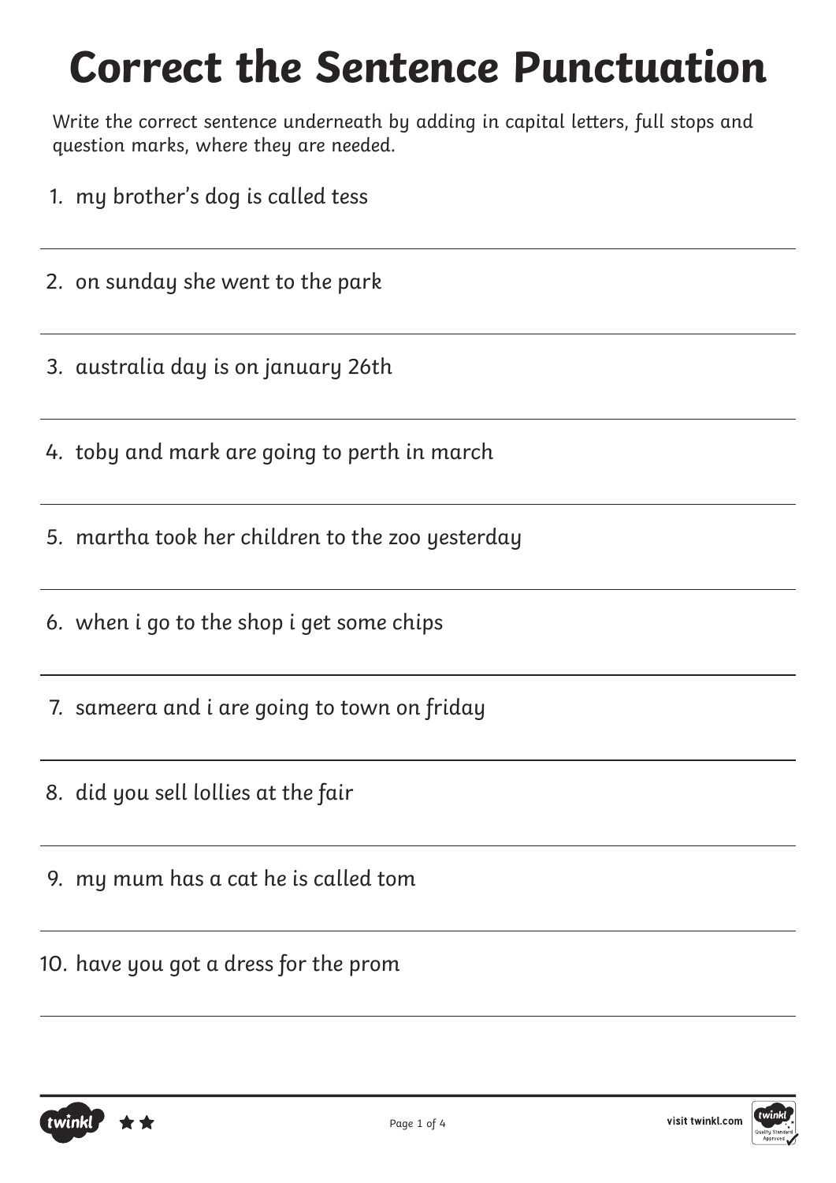# Correct the Sentence Punctuation

Write the correct sentence underneath by adding in capital letters, full stops and question marks, where they are needed.

1. my brother's dog is called tess

2. on sunday she went to the park

3. australia day is on january 26th

4. toby and mark are going to perth in march

5. martha took her children to the zoo yesterday

6. when i go to the shop i get some chips

7. sameera and i are going to town on friday

8. did you sell lollies at the fair

9. my mum has a cat he is called tom

10. have you got a dress for the prom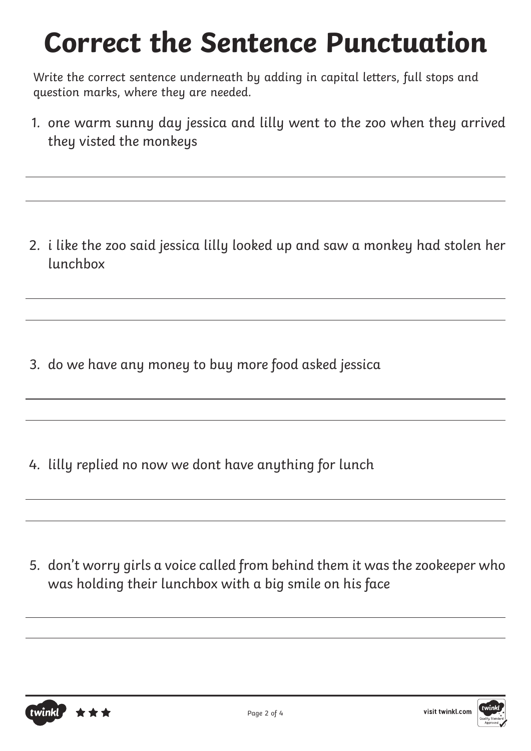# Correct the Sentence Punctuation

Write the correct sentence underneath by adding in capital letters, full stops and question marks, where they are needed.

1. one warm sunny day jessica and lilly went to the zoo when they arrived they visted the monkeys

2. i like the zoo said jessica lilly looked up and saw a monkey had stolen her lunchbox

3. do we have any money to buy more food asked jessica

4. lilly replied no now we dont have anything for lunch

5. don't worry girls a voice called from behind them it was the zookeeper who was holding their lunchbox with a big smile on his face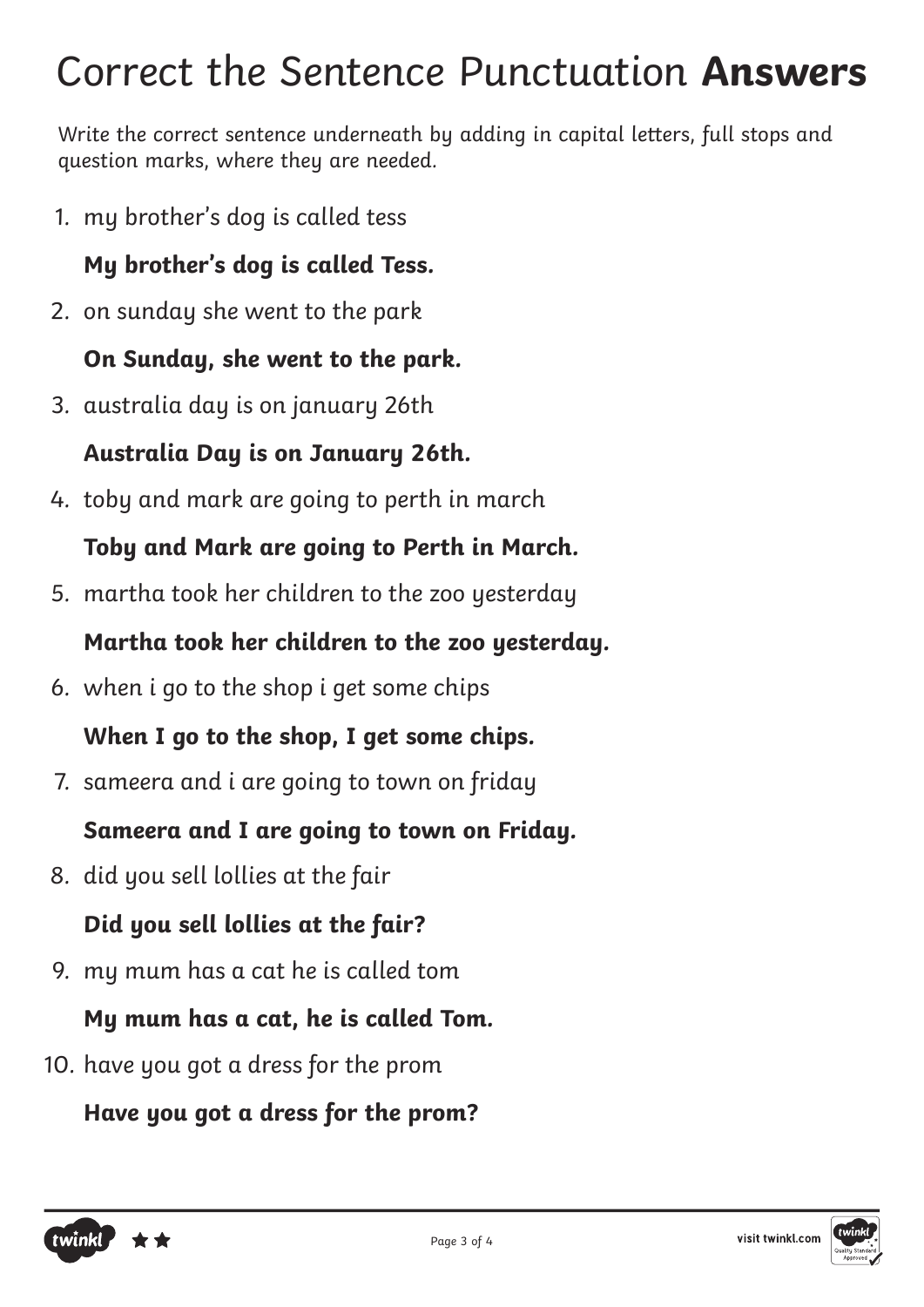# Correct the Sentence Punctuation **Answers**

Write the correct sentence underneath by adding in capital letters, full stops and question marks, where they are needed.

1. my brother's dog is called tess

   **My brother's dog is called Tess.**

2. on sunday she went to the park

   **On Sunday, she went to the park.**

3. australia day is on january 26th

   **Australia Day is on January 26th.**

4. toby and mark are going to perth in march

   **Toby and Mark are going to Perth in March.**

5. martha took her children to the zoo yesterday

   **Martha took her children to the zoo yesterday.**

6. when i go to the shop i get some chips

   **When I go to the shop, I get some chips.**

7. sameera and i are going to town on friday

   **Sameera and I are going to town on Friday.**

8. did you sell lollies at the fair

   **Did you sell lollies at the fair?**

9. my mum has a cat he is called tom

   **My mum has a cat, he is called Tom.**

10. have you got a dress for the prom

    **Have you got a dress for the prom?**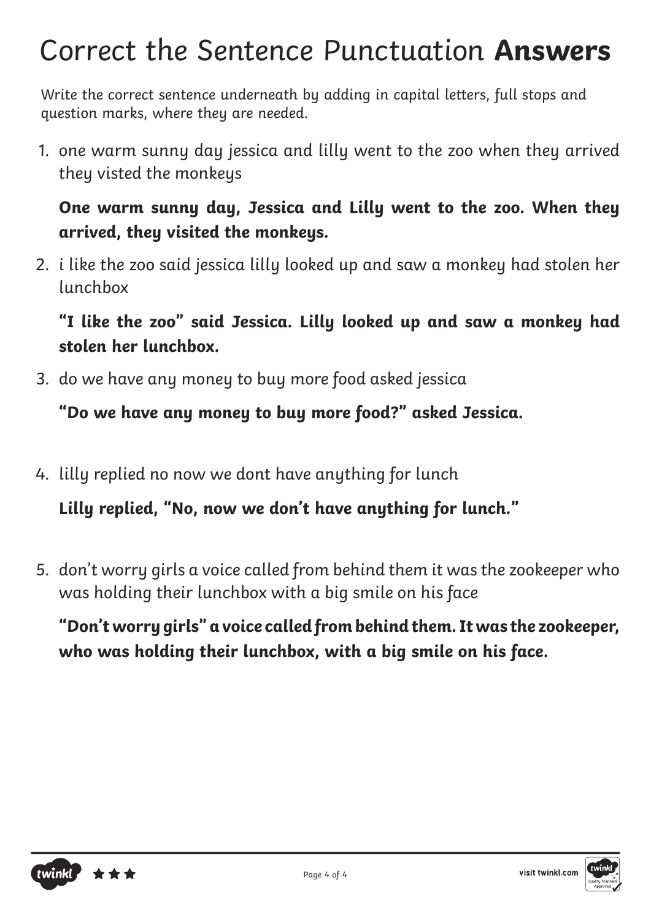# Correct the Sentence Punctuation **Answers**

Write the correct sentence underneath by adding in capital letters, full stops and question marks, where they are needed.

1. one warm sunny day jessica and lilly went to the zoo when they arrived they visted the monkeys

   **One warm sunny day, Jessica and Lilly went to the zoo. When they arrived, they visited the monkeys.**

2. i like the zoo said jessica lilly looked up and saw a monkey had stolen her lunchbox

   **"I like the zoo" said Jessica. Lilly looked up and saw a monkey had stolen her lunchbox.**

3. do we have any money to buy more food asked jessica

   **"Do we have any money to buy more food?" asked Jessica.**

4. lilly replied no now we dont have anything for lunch

   **Lilly replied, "No, now we don't have anything for lunch."**

5. don't worry girls a voice called from behind them it was the zookeeper who was holding their lunchbox with a big smile on his face

   **"Don't worry girls" a voice called from behind them. It was the zookeeper, who was holding their lunchbox, with a big smile on his face.**